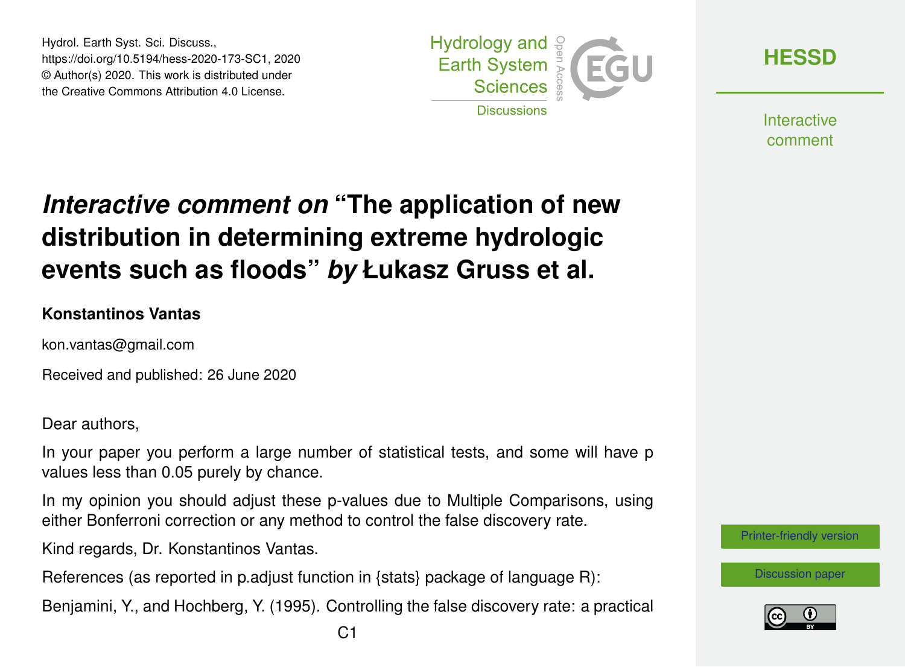# *Interactive comment on* "The application of new distribution in determining extreme hydrologic events such as floods" *by* Łukasz Gruss et al.

**Konstantinos Vantas**

kon.vantas@gmail.com

Received and published: 26 June 2020

Dear authors,

In your paper you perform a large number of statistical tests, and some will have p values less than 0.05 purely by chance.

In my opinion you should adjust these p-values due to Multiple Comparisons, using either Bonferroni correction or any method to control the false discovery rate.

Kind regards, Dr. Konstantinos Vantas.

References (as reported in p.adjust function in {stats} package of language R):

Benjamini, Y., and Hochberg, Y. (1995). Controlling the false discovery rate: a practical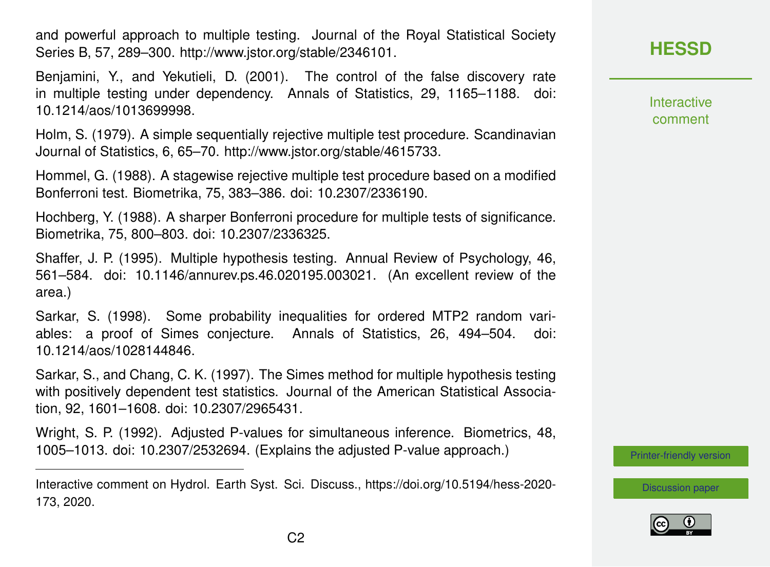and powerful approach to multiple testing. Journal of the Royal Statistical Society Series B, 57, 289–300. http://www.jstor.org/stable/2346101.

Benjamini, Y., and Yekutieli, D. (2001). The control of the false discovery rate in multiple testing under dependency. Annals of Statistics, 29, 1165–1188. doi: 10.1214/aos/1013699998.

Holm, S. (1979). A simple sequentially rejective multiple test procedure. Scandinavian Journal of Statistics, 6, 65–70. http://www.jstor.org/stable/4615733.

Hommel, G. (1988). A stagewise rejective multiple test procedure based on a modified Bonferroni test. Biometrika, 75, 383–386. doi: 10.2307/2336190.

Hochberg, Y. (1988). A sharper Bonferroni procedure for multiple tests of significance. Biometrika, 75, 800–803. doi: 10.2307/2336325.

Shaffer, J. P. (1995). Multiple hypothesis testing. Annual Review of Psychology, 46, 561–584. doi: 10.1146/annurev.ps.46.020195.003021. (An excellent review of the area.)

Sarkar, S. (1998). Some probability inequalities for ordered MTP2 random variables: a proof of Simes conjecture. Annals of Statistics, 26, 494–504. doi: 10.1214/aos/1028144846.

Sarkar, S., and Chang, C. K. (1997). The Simes method for multiple hypothesis testing with positively dependent test statistics. Journal of the American Statistical Association, 92, 1601–1608. doi: 10.2307/2965431.

Wright, S. P. (1992). Adjusted P-values for simultaneous inference. Biometrics, 48, 1005–1013. doi: 10.2307/2532694. (Explains the adjusted P-value approach.)

---

Interactive comment on Hydrol. Earth Syst. Sci. Discuss., https://doi.org/10.5194/hess-2020-173, 2020.